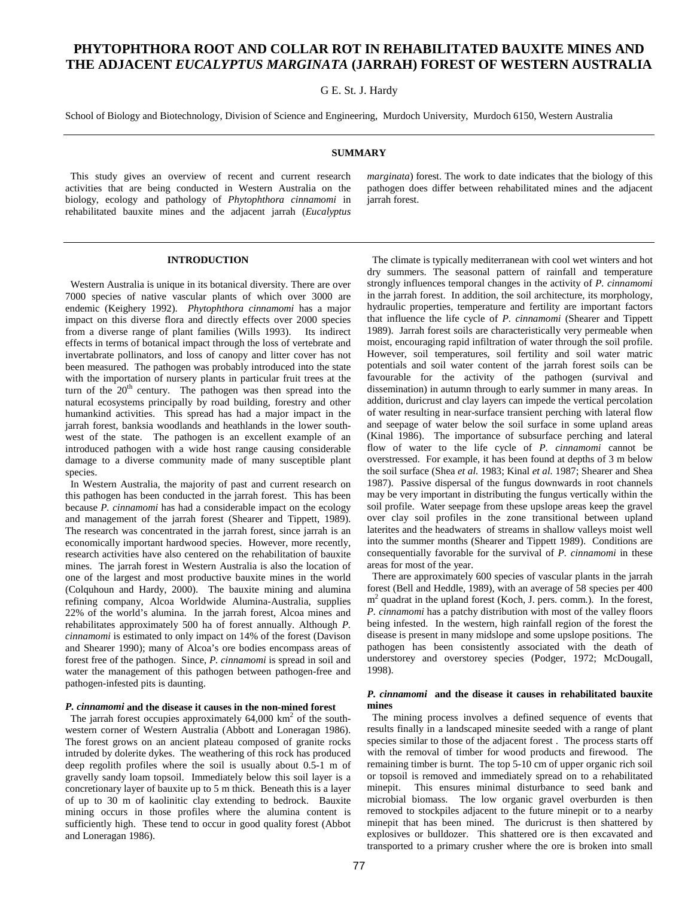# PHYTOPHTHORA ROOT AND COLLAR ROT IN REHABILITATED BAUXITE MINES AND THE ADJACENT *EUCALYPTUS MARGINATA* (JARRAH) FOREST OF WESTERN AUSTRALIA

G E. St. J. Hardy

School of Biology and Biotechnology, Division of Science and Engineering, Murdoch University, Murdoch 6150, Western Australia

## SUMMARY

This study gives an overview of recent and current research activities that are being conducted in Western Australia on the biology, ecology and pathology of *Phytophthora cinnamomi* in rehabilitated bauxite mines and the adjacent jarrah (*Eucalyptus marginata*) forest. The work to date indicates that the biology of this pathogen does differ between rehabilitated mines and the adjacent jarrah forest.

## INTRODUCTION

Western Australia is unique in its botanical diversity. There are over 7000 species of native vascular plants of which over 3000 are endemic (Keighery 1992). *Phytophthora cinnamomi* has a major impact on this diverse flora and directly effects over 2000 species from a diverse range of plant families (Wills 1993). Its indirect effects in terms of botanical impact through the loss of vertebrate and invertabrate pollinators, and loss of canopy and litter cover has not been measured. The pathogen was probably introduced into the state with the importation of nursery plants in particular fruit trees at the turn of the 20th century. The pathogen was then spread into the natural ecosystems principally by road building, forestry and other humankind activities. This spread has had a major impact in the jarrah forest, banksia woodlands and heathlands in the lower south-west of the state. The pathogen is an excellent example of an introduced pathogen with a wide host range causing considerable damage to a diverse community made of many susceptible plant species.

In Western Australia, the majority of past and current research on this pathogen has been conducted in the jarrah forest. This has been because *P. cinnamomi* has had a considerable impact on the ecology and management of the jarrah forest (Shearer and Tippett, 1989). The research was concentrated in the jarrah forest, since jarrah is an economically important hardwood species. However, more recently, research activities have also centered on the rehabilitation of bauxite mines. The jarrah forest in Western Australia is also the location of one of the largest and most productive bauxite mines in the world (Colquhoun and Hardy, 2000). The bauxite mining and alumina refining company, Alcoa Worldwide Alumina-Australia, supplies 22% of the world's alumina. In the jarrah forest, Alcoa mines and rehabilitates approximately 500 ha of forest annually. Although *P. cinnamomi* is estimated to only impact on 14% of the forest (Davison and Shearer 1990); many of Alcoa's ore bodies encompass areas of forest free of the pathogen. Since, *P. cinnamomi* is spread in soil and water the management of this pathogen between pathogen-free and pathogen-infested pits is daunting.

### *P. cinnamomi* and the disease it causes in the non-mined forest

The jarrah forest occupies approximately 64,000 km$^2$ of the south-western corner of Western Australia (Abbott and Loneragan 1986). The forest grows on an ancient plateau composed of granite rocks intruded by dolerite dykes. The weathering of this rock has produced deep regolith profiles where the soil is usually about 0.5-1 m of gravelly sandy loam topsoil. Immediately below this soil layer is a concretionary layer of bauxite up to 5 m thick. Beneath this is a layer of up to 30 m of kaolinitic clay extending to bedrock. Bauxite mining occurs in those profiles where the alumina content is sufficiently high. These tend to occur in good quality forest (Abbot and Loneragan 1986).

The climate is typically mediterranean with cool wet winters and hot dry summers. The seasonal pattern of rainfall and temperature strongly influences temporal changes in the activity of *P. cinnamomi* in the jarrah forest. In addition, the soil architecture, its morphology, hydraulic properties, temperature and fertility are important factors that influence the life cycle of *P. cinnamomi* (Shearer and Tippett 1989). Jarrah forest soils are characteristically very permeable when moist, encouraging rapid infiltration of water through the soil profile. However, soil temperatures, soil fertility and soil water matric potentials and soil water content of the jarrah forest soils can be favourable for the activity of the pathogen (survival and dissemination) in autumn through to early summer in many areas. In addition, duricrust and clay layers can impede the vertical percolation of water resulting in near-surface transient perching with lateral flow and seepage of water below the soil surface in some upland areas (Kinal 1986). The importance of subsurface perching and lateral flow of water to the life cycle of *P. cinnamomi* cannot be overstressed. For example, it has been found at depths of 3 m below the soil surface (Shea *et al.* 1983; Kinal *et al.* 1987; Shearer and Shea 1987). Passive dispersal of the fungus downwards in root channels may be very important in distributing the fungus vertically within the soil profile. Water seepage from these upslope areas keep the gravel over clay soil profiles in the zone transitional between upland laterites and the headwaters of streams in shallow valleys moist well into the summer months (Shearer and Tippett 1989). Conditions are consequentially favorable for the survival of *P. cinnamomi* in these areas for most of the year.

There are approximately 600 species of vascular plants in the jarrah forest (Bell and Heddle, 1989), with an average of 58 species per 400 m$^2$ quadrat in the upland forest (Koch, J. pers. comm.). In the forest, *P. cinnamomi* has a patchy distribution with most of the valley floors being infested. In the western, high rainfall region of the forest the disease is present in many midslope and some upslope positions. The pathogen has been consistently associated with the death of understorey and overstorey species (Podger, 1972; McDougall, 1998).

### *P. cinnamomi* and the disease it causes in rehabilitated bauxite mines

The mining process involves a defined sequence of events that results finally in a landscaped minesite seeded with a range of plant species similar to those of the adjacent forest . The process starts off with the removal of timber for wood products and firewood. The remaining timber is burnt. The top 5-10 cm of upper organic rich soil or topsoil is removed and immediately spread on to a rehabilitated minepit. This ensures minimal disturbance to seed bank and microbial biomass. The low organic gravel overburden is then removed to stockpiles adjacent to the future minepit or to a nearby minepit that has been mined. The duricrust is then shattered by explosives or bulldozer. This shattered ore is then excavated and transported to a primary crusher where the ore is broken into small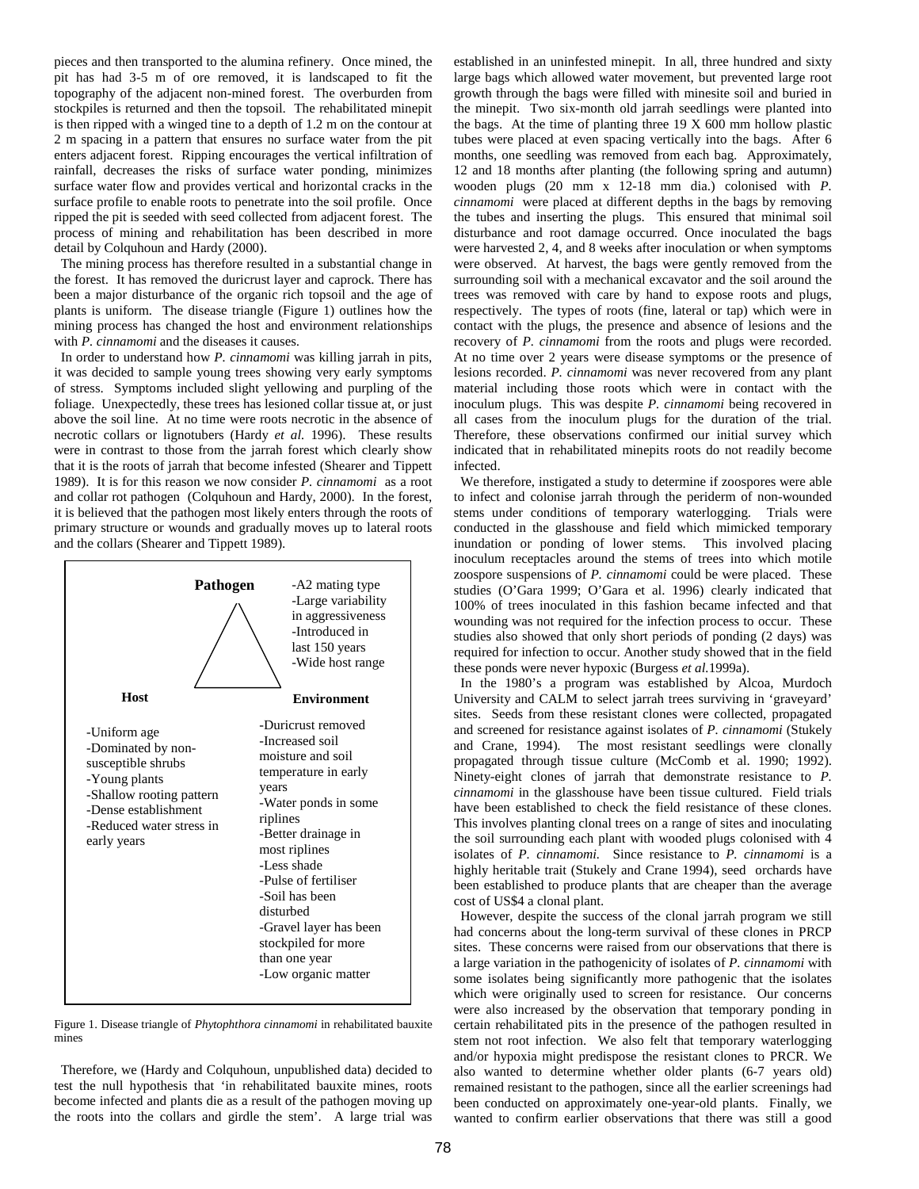pieces and then transported to the alumina refinery. Once mined, the pit has had 3-5 m of ore removed, it is landscaped to fit the topography of the adjacent non-mined forest. The overburden from stockpiles is returned and then the topsoil. The rehabilitated minepit is then ripped with a winged tine to a depth of 1.2 m on the contour at 2 m spacing in a pattern that ensures no surface water from the pit enters adjacent forest. Ripping encourages the vertical infiltration of rainfall, decreases the risks of surface water ponding, minimizes surface water flow and provides vertical and horizontal cracks in the surface profile to enable roots to penetrate into the soil profile. Once ripped the pit is seeded with seed collected from adjacent forest. The process of mining and rehabilitation has been described in more detail by Colquhoun and Hardy (2000).

The mining process has therefore resulted in a substantial change in the forest. It has removed the duricrust layer and caprock. There has been a major disturbance of the organic rich topsoil and the age of plants is uniform. The disease triangle (Figure 1) outlines how the mining process has changed the host and environment relationships with *P. cinnamomi* and the diseases it causes.

In order to understand how *P. cinnamomi* was killing jarrah in pits, it was decided to sample young trees showing very early symptoms of stress. Symptoms included slight yellowing and purpling of the foliage. Unexpectedly, these trees has lesioned collar tissue at, or just above the soil line. At no time were roots necrotic in the absence of necrotic collars or lignotubers (Hardy *et al.* 1996). These results were in contrast to those from the jarrah forest which clearly show that it is the roots of jarrah that become infested (Shearer and Tippett 1989). It is for this reason we now consider *P. cinnamomi* as a root and collar rot pathogen (Colquhoun and Hardy, 2000). In the forest, it is believed that the pathogen most likely enters through the roots of primary structure or wounds and gradually moves up to lateral roots and the collars (Shearer and Tippett 1989).

**Pathogen**
- A2 mating type
- Large variability in aggressiveness
- Introduced in last 150 years
- Wide host range

**Host**
- Uniform age
- Dominated by non-susceptible shrubs
- Young plants
- Shallow rooting pattern
- Dense establishment
- Reduced water stress in early years

**Environment**
- Duricrust removed
- Increased soil moisture and soil temperature in early years
- Water ponds in some riplines
- Better drainage in most riplines
- Less shade
- Pulse of fertiliser
- Soil has been disturbed
- Gravel layer has been stockpiled for more than one year
- Low organic matter

Figure 1. Disease triangle of *Phytophthora cinnamomi* in rehabilitated bauxite mines

Therefore, we (Hardy and Colquhoun, unpublished data) decided to test the null hypothesis that 'in rehabilitated bauxite mines, roots become infected and plants die as a result of the pathogen moving up the roots into the collars and girdle the stem'. A large trial was established in an uninfested minepit. In all, three hundred and sixty large bags which allowed water movement, but prevented large root growth through the bags were filled with minesite soil and buried in the minepit. Two six-month old jarrah seedlings were planted into the bags. At the time of planting three 19 X 600 mm hollow plastic tubes were placed at even spacing vertically into the bags. After 6 months, one seedling was removed from each bag. Approximately, 12 and 18 months after planting (the following spring and autumn) wooden plugs (20 mm x 12-18 mm dia.) colonised with *P. cinnamomi* were placed at different depths in the bags by removing the tubes and inserting the plugs. This ensured that minimal soil disturbance and root damage occurred. Once inoculated the bags were harvested 2, 4, and 8 weeks after inoculation or when symptoms were observed. At harvest, the bags were gently removed from the surrounding soil with a mechanical excavator and the soil around the trees was removed with care by hand to expose roots and plugs, respectively. The types of roots (fine, lateral or tap) which were in contact with the plugs, the presence and absence of lesions and the recovery of *P. cinnamomi* from the roots and plugs were recorded. At no time over 2 years were disease symptoms or the presence of lesions recorded. *P. cinnamomi* was never recovered from any plant material including those roots which were in contact with the inoculum plugs. This was despite *P. cinnamomi* being recovered in all cases from the inoculum plugs for the duration of the trial. Therefore, these observations confirmed our initial survey which indicated that in rehabilitated minepits roots do not readily become infected.

We therefore, instigated a study to determine if zoospores were able to infect and colonise jarrah through the periderm of non-wounded stems under conditions of temporary waterlogging. Trials were conducted in the glasshouse and field which mimicked temporary inundation or ponding of lower stems. This involved placing inoculum receptacles around the stems of trees into which motile zoospore suspensions of *P. cinnamomi* could be were placed. These studies (O'Gara 1999; O'Gara et al. 1996) clearly indicated that 100% of trees inoculated in this fashion became infected and that wounding was not required for the infection process to occur. These studies also showed that only short periods of ponding (2 days) was required for infection to occur. Another study showed that in the field these ponds were never hypoxic (Burgess *et al.*1999a).

In the 1980's a program was established by Alcoa, Murdoch University and CALM to select jarrah trees surviving in 'graveyard' sites. Seeds from these resistant clones were collected, propagated and screened for resistance against isolates of *P. cinnamomi* (Stukely and Crane, 1994). The most resistant seedlings were clonally propagated through tissue culture (McComb et al. 1990; 1992). Ninety-eight clones of jarrah that demonstrate resistance to *P. cinnamomi* in the glasshouse have been tissue cultured. Field trials have been established to check the field resistance of these clones. This involves planting clonal trees on a range of sites and inoculating the soil surrounding each plant with wooded plugs colonised with 4 isolates of *P. cinnamomi.* Since resistance to *P. cinnamomi* is a highly heritable trait (Stukely and Crane 1994), seed orchards have been established to produce plants that are cheaper than the average cost of US$4 a clonal plant.

However, despite the success of the clonal jarrah program we still had concerns about the long-term survival of these clones in PRCP sites. These concerns were raised from our observations that there is a large variation in the pathogenicity of isolates of *P. cinnamomi* with some isolates being significantly more pathogenic that the isolates which were originally used to screen for resistance. Our concerns were also increased by the observation that temporary ponding in certain rehabilitated pits in the presence of the pathogen resulted in stem not root infection. We also felt that temporary waterlogging and/or hypoxia might predispose the resistant clones to PRCR. We also wanted to determine whether older plants (6-7 years old) remained resistant to the pathogen, since all the earlier screenings had been conducted on approximately one-year-old plants. Finally, we wanted to confirm earlier observations that there was still a good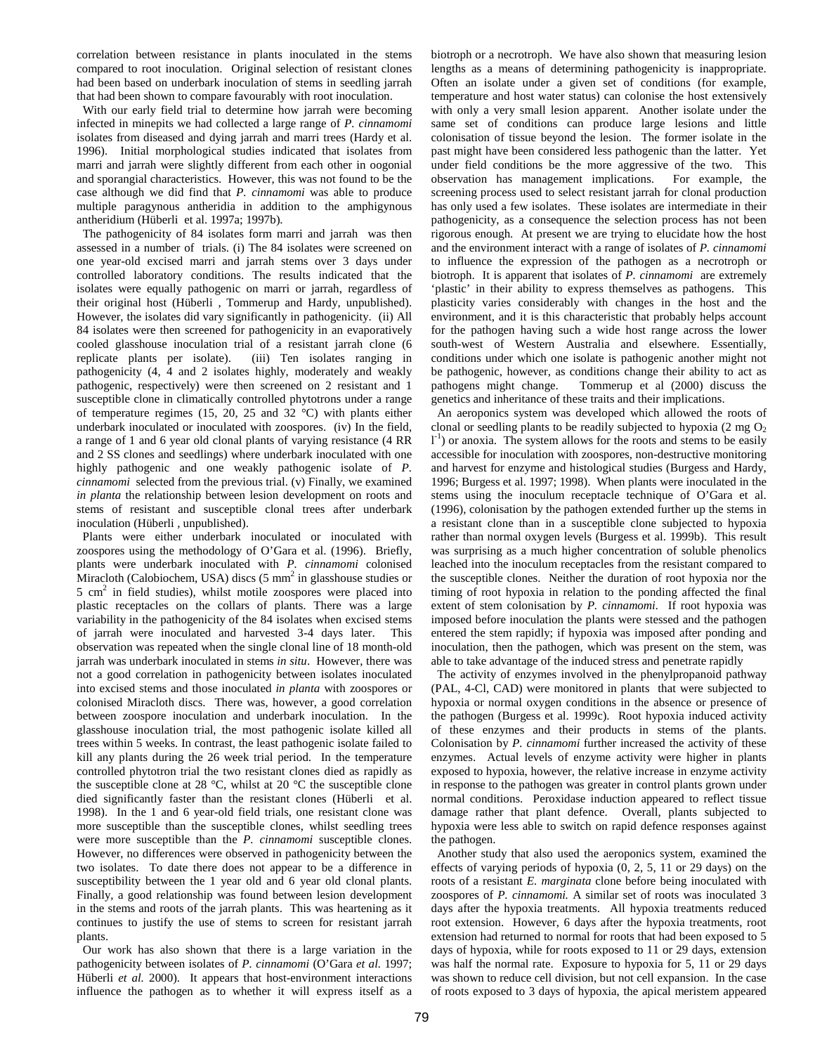correlation between resistance in plants inoculated in the stems compared to root inoculation. Original selection of resistant clones had been based on underbark inoculation of stems in seedling jarrah that had been shown to compare favourably with root inoculation.

With our early field trial to determine how jarrah were becoming infected in minepits we had collected a large range of *P. cinnamomi* isolates from diseased and dying jarrah and marri trees (Hardy et al. 1996). Initial morphological studies indicated that isolates from marri and jarrah were slightly different from each other in oogonial and sporangial characteristics. However, this was not found to be the case although we did find that *P. cinnamomi* was able to produce multiple paragynous antheridia in addition to the amphigynous antheridium (Hüberli et al. 1997a; 1997b).

The pathogenicity of 84 isolates form marri and jarrah was then assessed in a number of trials. (i) The 84 isolates were screened on one year-old excised marri and jarrah stems over 3 days under controlled laboratory conditions. The results indicated that the isolates were equally pathogenic on marri or jarrah, regardless of their original host (Hüberli , Tommerup and Hardy, unpublished). However, the isolates did vary significantly in pathogenicity. (ii) All 84 isolates were then screened for pathogenicity in an evaporatively cooled glasshouse inoculation trial of a resistant jarrah clone (6 replicate plants per isolate). (iii) Ten isolates ranging in pathogenicity (4, 4 and 2 isolates highly, moderately and weakly pathogenic, respectively) were then screened on 2 resistant and 1 susceptible clone in climatically controlled phytotrons under a range of temperature regimes (15, 20, 25 and 32 °C) with plants either underbark inoculated or inoculated with zoospores. (iv) In the field, a range of 1 and 6 year old clonal plants of varying resistance (4 RR and 2 SS clones and seedlings) where underbark inoculated with one highly pathogenic and one weakly pathogenic isolate of *P. cinnamomi* selected from the previous trial. (v) Finally, we examined *in planta* the relationship between lesion development on roots and stems of resistant and susceptible clonal trees after underbark inoculation (Hüberli , unpublished).

Plants were either underbark inoculated or inoculated with zoospores using the methodology of O'Gara et al. (1996). Briefly, plants were underbark inoculated with *P. cinnamomi* colonised Miracloth (Calobiochem, USA) discs (5 mm$^2$ in glasshouse studies or 5 cm$^2$ in field studies), whilst motile zoospores were placed into plastic receptacles on the collars of plants. There was a large variability in the pathogenicity of the 84 isolates when excised stems of jarrah were inoculated and harvested 3-4 days later. This observation was repeated when the single clonal line of 18 month-old jarrah was underbark inoculated in stems *in situ*. However, there was not a good correlation in pathogenicity between isolates inoculated into excised stems and those inoculated *in planta* with zoospores or colonised Miracloth discs. There was, however, a good correlation between zoospore inoculation and underbark inoculation. In the glasshouse inoculation trial, the most pathogenic isolate killed all trees within 5 weeks. In contrast, the least pathogenic isolate failed to kill any plants during the 26 week trial period. In the temperature controlled phytotron trial the two resistant clones died as rapidly as the susceptible clone at 28 °C, whilst at 20 °C the susceptible clone died significantly faster than the resistant clones (Hüberli et al. 1998). In the 1 and 6 year-old field trials, one resistant clone was more susceptible than the susceptible clones, whilst seedling trees were more susceptible than the *P. cinnamomi* susceptible clones. However, no differences were observed in pathogenicity between the two isolates. To date there does not appear to be a difference in susceptibility between the 1 year old and 6 year old clonal plants. Finally, a good relationship was found between lesion development in the stems and roots of the jarrah plants. This was heartening as it continues to justify the use of stems to screen for resistant jarrah plants.

Our work has also shown that there is a large variation in the pathogenicity between isolates of *P. cinnamomi* (O'Gara *et al.* 1997; Hüberli *et al.* 2000). It appears that host-environment interactions influence the pathogen as to whether it will express itself as a biotroph or a necrotroph. We have also shown that measuring lesion lengths as a means of determining pathogenicity is inappropriate. Often an isolate under a given set of conditions (for example, temperature and host water status) can colonise the host extensively with only a very small lesion apparent. Another isolate under the same set of conditions can produce large lesions and little colonisation of tissue beyond the lesion. The former isolate in the past might have been considered less pathogenic than the latter. Yet under field conditions be the more aggressive of the two. This observation has management implications. For example, the screening process used to select resistant jarrah for clonal production has only used a few isolates. These isolates are intermediate in their pathogenicity, as a consequence the selection process has not been rigorous enough. At present we are trying to elucidate how the host and the environment interact with a range of isolates of *P. cinnamomi* to influence the expression of the pathogen as a necrotroph or biotroph. It is apparent that isolates of *P. cinnamomi* are extremely 'plastic' in their ability to express themselves as pathogens. This plasticity varies considerably with changes in the host and the environment, and it is this characteristic that probably helps account for the pathogen having such a wide host range across the lower south-west of Western Australia and elsewhere. Essentially, conditions under which one isolate is pathogenic another might not be pathogenic, however, as conditions change their ability to act as pathogens might change. Tommerup et al (2000) discuss the genetics and inheritance of these traits and their implications.

An aeroponics system was developed which allowed the roots of clonal or seedling plants to be readily subjected to hypoxia (2 mg $O_2$ $l^{-1}$) or anoxia. The system allows for the roots and stems to be easily accessible for inoculation with zoospores, non-destructive monitoring and harvest for enzyme and histological studies (Burgess and Hardy, 1996; Burgess et al. 1997; 1998). When plants were inoculated in the stems using the inoculum receptacle technique of O'Gara et al. (1996), colonisation by the pathogen extended further up the stems in a resistant clone than in a susceptible clone subjected to hypoxia rather than normal oxygen levels (Burgess et al. 1999b). This result was surprising as a much higher concentration of soluble phenolics leached into the inoculum receptacles from the resistant compared to the susceptible clones. Neither the duration of root hypoxia nor the timing of root hypoxia in relation to the ponding affected the final extent of stem colonisation by *P. cinnamomi*. If root hypoxia was imposed before inoculation the plants were stessed and the pathogen entered the stem rapidly; if hypoxia was imposed after ponding and inoculation, then the pathogen, which was present on the stem, was able to take advantage of the induced stress and penetrate rapidly

The activity of enzymes involved in the phenylpropanoid pathway (PAL, 4-Cl, CAD) were monitored in plants that were subjected to hypoxia or normal oxygen conditions in the absence or presence of the pathogen (Burgess et al. 1999c). Root hypoxia induced activity of these enzymes and their products in stems of the plants. Colonisation by *P. cinnamomi* further increased the activity of these enzymes. Actual levels of enzyme activity were higher in plants exposed to hypoxia, however, the relative increase in enzyme activity in response to the pathogen was greater in control plants grown under normal conditions. Peroxidase induction appeared to reflect tissue damage rather that plant defence. Overall, plants subjected to hypoxia were less able to switch on rapid defence responses against the pathogen.

Another study that also used the aeroponics system, examined the effects of varying periods of hypoxia (0, 2, 5, 11 or 29 days) on the roots of a resistant *E. marginata* clone before being inoculated with zoospores of *P. cinnamomi.* A similar set of roots was inoculated 3 days after the hypoxia treatments. All hypoxia treatments reduced root extension. However, 6 days after the hypoxia treatments, root extension had returned to normal for roots that had been exposed to 5 days of hypoxia, while for roots exposed to 11 or 29 days, extension was half the normal rate. Exposure to hypoxia for 5, 11 or 29 days was shown to reduce cell division, but not cell expansion. In the case of roots exposed to 3 days of hypoxia, the apical meristem appeared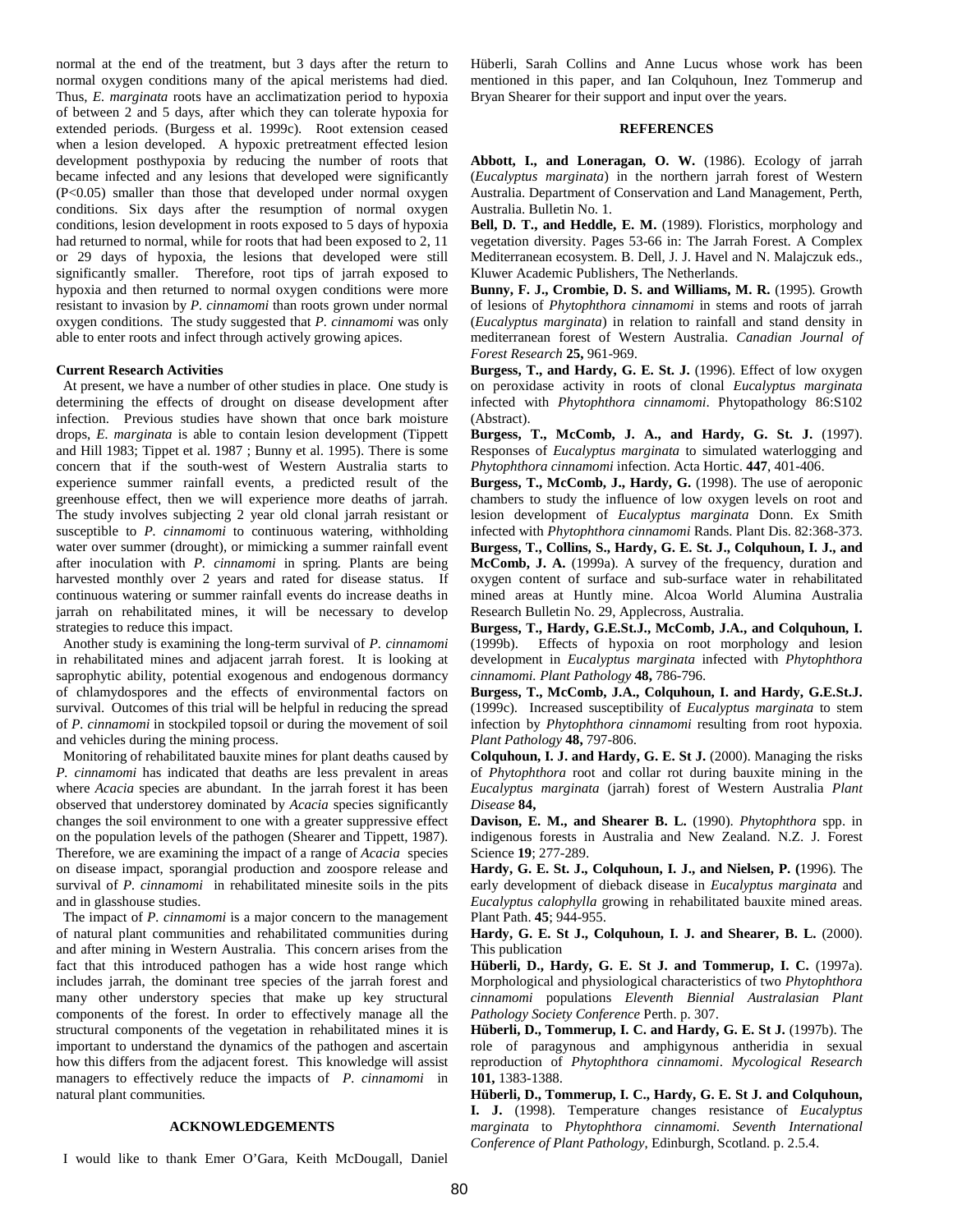normal at the end of the treatment, but 3 days after the return to normal oxygen conditions many of the apical meristems had died. Thus, *E. marginata* roots have an acclimatization period to hypoxia of between 2 and 5 days, after which they can tolerate hypoxia for extended periods. (Burgess et al. 1999c). Root extension ceased when a lesion developed. A hypoxic pretreatment effected lesion development posthypoxia by reducing the number of roots that became infected and any lesions that developed were significantly ($P<0.05$) smaller than those that developed under normal oxygen conditions. Six days after the resumption of normal oxygen conditions, lesion development in roots exposed to 5 days of hypoxia had returned to normal, while for roots that had been exposed to 2, 11 or 29 days of hypoxia, the lesions that developed were still significantly smaller. Therefore, root tips of jarrah exposed to hypoxia and then returned to normal oxygen conditions were more resistant to invasion by *P. cinnamomi* than roots grown under normal oxygen conditions. The study suggested that *P. cinnamomi* was only able to enter roots and infect through actively growing apices.

**Current Research Activities**

At present, we have a number of other studies in place. One study is determining the effects of drought on disease development after infection. Previous studies have shown that once bark moisture drops, *E. marginata* is able to contain lesion development (Tippett and Hill 1983; Tippet et al. 1987 ; Bunny et al. 1995). There is some concern that if the south-west of Western Australia starts to experience summer rainfall events, a predicted result of the greenhouse effect, then we will experience more deaths of jarrah. The study involves subjecting 2 year old clonal jarrah resistant or susceptible to *P. cinnamomi* to continuous watering, withholding water over summer (drought), or mimicking a summer rainfall event after inoculation with *P. cinnamomi* in spring. Plants are being harvested monthly over 2 years and rated for disease status. If continuous watering or summer rainfall events do increase deaths in jarrah on rehabilitated mines, it will be necessary to develop strategies to reduce this impact.

Another study is examining the long-term survival of *P. cinnamomi* in rehabilitated mines and adjacent jarrah forest. It is looking at saprophytic ability, potential exogenous and endogenous dormancy of chlamydospores and the effects of environmental factors on survival. Outcomes of this trial will be helpful in reducing the spread of *P. cinnamomi* in stockpiled topsoil or during the movement of soil and vehicles during the mining process.

Monitoring of rehabilitated bauxite mines for plant deaths caused by *P. cinnamomi* has indicated that deaths are less prevalent in areas where *Acacia* species are abundant. In the jarrah forest it has been observed that understorey dominated by *Acacia* species significantly changes the soil environment to one with a greater suppressive effect on the population levels of the pathogen (Shearer and Tippett, 1987). Therefore, we are examining the impact of a range of *Acacia* species on disease impact, sporangial production and zoospore release and survival of *P. cinnamomi* in rehabilitated minesite soils in the pits and in glasshouse studies.

The impact of *P. cinnamomi* is a major concern to the management of natural plant communities and rehabilitated communities during and after mining in Western Australia. This concern arises from the fact that this introduced pathogen has a wide host range which includes jarrah, the dominant tree species of the jarrah forest and many other understory species that make up key structural components of the forest. In order to effectively manage all the structural components of the vegetation in rehabilitated mines it is important to understand the dynamics of the pathogen and ascertain how this differs from the adjacent forest. This knowledge will assist managers to effectively reduce the impacts of *P. cinnamomi* in natural plant communities.

## ACKNOWLEDGEMENTS

I would like to thank Emer O'Gara, Keith McDougall, Daniel Hüberli, Sarah Collins and Anne Lucus whose work has been mentioned in this paper, and Ian Colquhoun, Inez Tommerup and Bryan Shearer for their support and input over the years.

## REFERENCES

**Abbott, I., and Loneragan, O. W.** (1986). Ecology of jarrah (*Eucalyptus marginata*) in the northern jarrah forest of Western Australia. Department of Conservation and Land Management, Perth, Australia. Bulletin No. 1.

**Bell, D. T., and Heddle, E. M.** (1989). Floristics, morphology and vegetation diversity. Pages 53-66 in: The Jarrah Forest. A Complex Mediterranean ecosystem. B. Dell, J. J. Havel and N. Malajczuk eds., Kluwer Academic Publishers, The Netherlands.

**Bunny, F. J., Crombie, D. S. and Williams, M. R.** (1995). Growth of lesions of *Phytophthora cinnamomi* in stems and roots of jarrah (*Eucalyptus marginata*) in relation to rainfall and stand density in mediterranean forest of Western Australia. *Canadian Journal of Forest Research* **25,** 961-969.

**Burgess, T., and Hardy, G. E. St. J.** (1996). Effect of low oxygen on peroxidase activity in roots of clonal *Eucalyptus marginata* infected with *Phytophthora cinnamomi*. Phytopathology 86:S102 (Abstract).

**Burgess, T., McComb, J. A., and Hardy, G. St. J.** (1997). Responses of *Eucalyptus marginata* to simulated waterlogging and *Phytophthora cinnamomi* infection. Acta Hortic. **447**, 401-406.

**Burgess, T., McComb, J., Hardy, G.** (1998). The use of aeroponic chambers to study the influence of low oxygen levels on root and lesion development of *Eucalyptus marginata* Donn. Ex Smith infected with *Phytophthora cinnamomi* Rands. Plant Dis. 82:368-373.

**Burgess, T., Collins, S., Hardy, G. E. St. J., Colquhoun, I. J., and McComb, J. A.** (1999a). A survey of the frequency, duration and oxygen content of surface and sub-surface water in rehabilitated mined areas at Huntly mine. Alcoa World Alumina Australia Research Bulletin No. 29, Applecross, Australia.

**Burgess, T., Hardy, G.E.St.J., McComb, J.A., and Colquhoun, I.** (1999b). Effects of hypoxia on root morphology and lesion development in *Eucalyptus marginata* infected with *Phytophthora cinnamomi. Plant Pathology* **48,** 786-796.

**Burgess, T., McComb, J.A., Colquhoun, I. and Hardy, G.E.St.J.** (1999c). Increased susceptibility of *Eucalyptus marginata* to stem infection by *Phytophthora cinnamomi* resulting from root hypoxia. *Plant Pathology* **48,** 797-806.

**Colquhoun, I. J. and Hardy, G. E. St J.** (2000). Managing the risks of *Phytophthora* root and collar rot during bauxite mining in the *Eucalyptus marginata* (jarrah) forest of Western Australia *Plant Disease* **84,**

**Davison, E. M., and Shearer B. L.** (1990). *Phytophthora* spp. in indigenous forests in Australia and New Zealand. N.Z. J. Forest Science **19**; 277-289.

**Hardy, G. E. St. J., Colquhoun, I. J., and Nielsen, P. (**1996). The early development of dieback disease in *Eucalyptus marginata* and *Eucalyptus calophylla* growing in rehabilitated bauxite mined areas. Plant Path. **45**; 944-955.

**Hardy, G. E St J., Colquhoun, I. J. and Shearer, B. L.** (2000). This publication

**Hüberli, D., Hardy, G. E. St J. and Tommerup, I. C.** (1997a). Morphological and physiological characteristics of two *Phytophthora cinnamomi* populations *Eleventh Biennial Australasian Plant Pathology Society Conference* Perth. p. 307.

**Hüberli, D., Tommerup, I. C. and Hardy, G. E. St J.** (1997b). The role of paragynous and amphigynous antheridia in sexual reproduction of *Phytophthora cinnamomi*. *Mycological Research* **101,** 1383-1388.

**Hüberli, D., Tommerup, I. C., Hardy, G. E. St J. and Colquhoun, I. J.** (1998). Temperature changes resistance of *Eucalyptus marginata* to *Phytophthora cinnamomi. Seventh International Conference of Plant Pathology,* Edinburgh, Scotland. p. 2.5.4.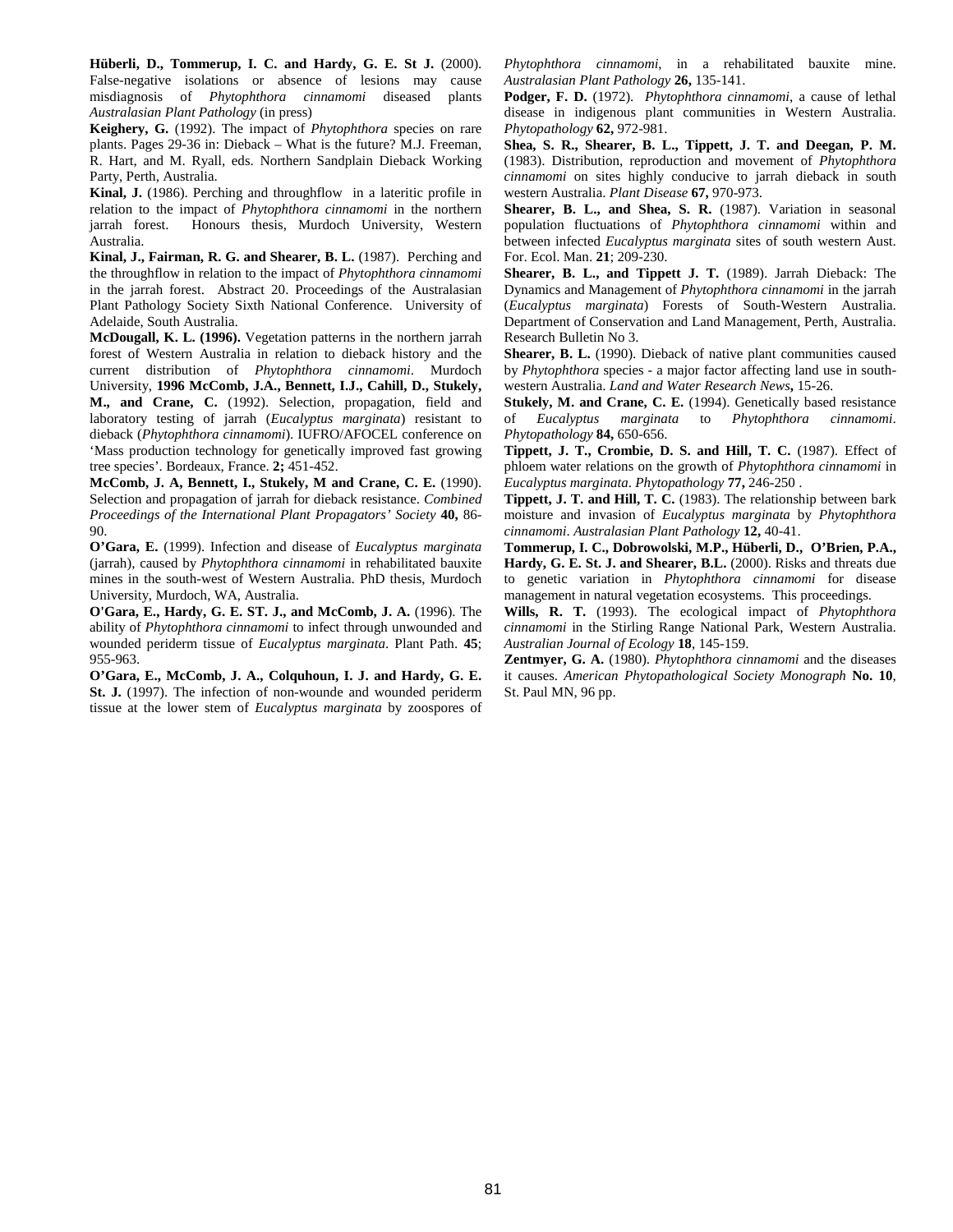**Hüberli, D., Tommerup, I. C. and Hardy, G. E. St J.** (2000). False-negative isolations or absence of lesions may cause misdiagnosis of *Phytophthora cinnamomi* diseased plants *Australasian Plant Pathology* (in press)

**Keighery, G.** (1992). The impact of *Phytophthora* species on rare plants. Pages 29-36 in: Dieback – What is the future? M.J. Freeman, R. Hart, and M. Ryall, eds. Northern Sandplain Dieback Working Party, Perth, Australia.

**Kinal, J.** (1986). Perching and throughflow in a lateritic profile in relation to the impact of *Phytophthora cinnamomi* in the northern jarrah forest. Honours thesis, Murdoch University, Western Australia.

**Kinal, J., Fairman, R. G. and Shearer, B. L.** (1987). Perching and the throughflow in relation to the impact of *Phytophthora cinnamomi* in the jarrah forest. Abstract 20. Proceedings of the Australasian Plant Pathology Society Sixth National Conference. University of Adelaide, South Australia.

**McDougall, K. L. (1996).** Vegetation patterns in the northern jarrah forest of Western Australia in relation to dieback history and the current distribution of *Phytophthora cinnamomi*. Murdoch University, **1996 McComb, J.A., Bennett, I.J., Cahill, D., Stukely, M., and Crane, C.** (1992). Selection, propagation, field and laboratory testing of jarrah (*Eucalyptus marginata*) resistant to dieback (*Phytophthora cinnamomi*). IUFRO/AFOCEL conference on 'Mass production technology for genetically improved fast growing tree species'. Bordeaux, France. **2;** 451-452.

**McComb, J. A, Bennett, I., Stukely, M and Crane, C. E.** (1990). Selection and propagation of jarrah for dieback resistance. *Combined Proceedings of the International Plant Propagators' Society* **40,** 86-90.

**O'Gara, E.** (1999). Infection and disease of *Eucalyptus marginata* (jarrah), caused by *Phytophthora cinnamomi* in rehabilitated bauxite mines in the south-west of Western Australia. PhD thesis, Murdoch University, Murdoch, WA, Australia.

**O'Gara, E., Hardy, G. E. ST. J., and McComb, J. A.** (1996). The ability of *Phytophthora cinnamomi* to infect through unwounded and wounded periderm tissue of *Eucalyptus marginata*. Plant Path. **45**; 955-963.

**O'Gara, E., McComb, J. A., Colquhoun, I. J. and Hardy, G. E. St. J.** (1997). The infection of non-wounde and wounded periderm tissue at the lower stem of *Eucalyptus marginata* by zoospores of *Phytophthora cinnamomi*, in a rehabilitated bauxite mine. *Australasian Plant Pathology* **26,** 135-141.

**Podger, F. D.** (1972). *Phytophthora cinnamomi*, a cause of lethal disease in indigenous plant communities in Western Australia. *Phytopathology* **62,** 972-981.

**Shea, S. R., Shearer, B. L., Tippett, J. T. and Deegan, P. M.** (1983). Distribution, reproduction and movement of *Phytophthora cinnamomi* on sites highly conducive to jarrah dieback in south western Australia. *Plant Disease* **67,** 970-973.

**Shearer, B. L., and Shea, S. R.** (1987). Variation in seasonal population fluctuations of *Phytophthora cinnamomi* within and between infected *Eucalyptus marginata* sites of south western Aust. For. Ecol. Man. **21**; 209-230.

**Shearer, B. L., and Tippett J. T.** (1989). Jarrah Dieback: The Dynamics and Management of *Phytophthora cinnamomi* in the jarrah (*Eucalyptus marginata*) Forests of South-Western Australia. Department of Conservation and Land Management, Perth, Australia. Research Bulletin No 3.

**Shearer, B. L.** (1990). Dieback of native plant communities caused by *Phytophthora* species - a major factor affecting land use in south-western Australia. *Land and Water Research News***,** 15-26.

**Stukely, M. and Crane, C. E.** (1994). Genetically based resistance of *Eucalyptus marginata* to *Phytophthora cinnamomi*. *Phytopathology* **84,** 650-656.

**Tippett, J. T., Crombie, D. S. and Hill, T. C.** (1987). Effect of phloem water relations on the growth of *Phytophthora cinnamomi* in *Eucalyptus marginata*. *Phytopathology* **77,** 246-250 .

**Tippett, J. T. and Hill, T. C.** (1983). The relationship between bark moisture and invasion of *Eucalyptus marginata* by *Phytophthora cinnamomi*. *Australasian Plant Pathology* **12,** 40-41.

**Tommerup, I. C., Dobrowolski, M.P., Hüberli, D., O'Brien, P.A., Hardy, G. E. St. J. and Shearer, B.L.** (2000). Risks and threats due to genetic variation in *Phytophthora cinnamomi* for disease management in natural vegetation ecosystems. This proceedings.

**Wills, R. T.** (1993). The ecological impact of *Phytophthora cinnamomi* in the Stirling Range National Park, Western Australia. *Australian Journal of Ecology* **18**, 145-159.

**Zentmyer, G. A.** (1980). *Phytophthora cinnamomi* and the diseases it causes. *American Phytopathological Society Monograph* **No. 10**, St. Paul MN, 96 pp.